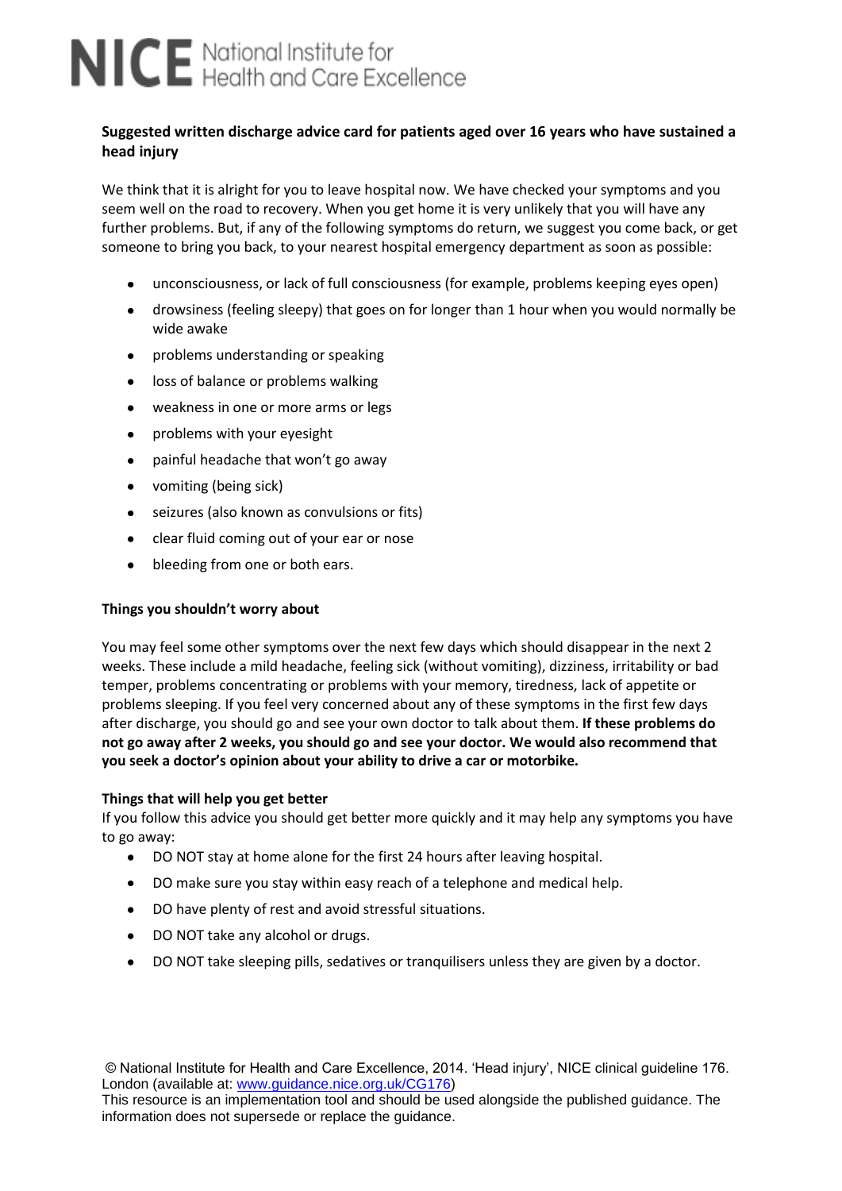# NICE National Institute for Health and Care Excellence

**Suggested written discharge advice card for patients aged over 16 years who have sustained a head injury**

We think that it is alright for you to leave hospital now. We have checked your symptoms and you seem well on the road to recovery. When you get home it is very unlikely that you will have any further problems. But, if any of the following symptoms do return, we suggest you come back, or get someone to bring you back, to your nearest hospital emergency department as soon as possible:

- unconsciousness, or lack of full consciousness (for example, problems keeping eyes open)
- drowsiness (feeling sleepy) that goes on for longer than 1 hour when you would normally be wide awake
- problems understanding or speaking
- loss of balance or problems walking
- weakness in one or more arms or legs
- problems with your eyesight
- painful headache that won't go away
- vomiting (being sick)
- seizures (also known as convulsions or fits)
- clear fluid coming out of your ear or nose
- bleeding from one or both ears.

**Things you shouldn't worry about**

You may feel some other symptoms over the next few days which should disappear in the next 2 weeks. These include a mild headache, feeling sick (without vomiting), dizziness, irritability or bad temper, problems concentrating or problems with your memory, tiredness, lack of appetite or problems sleeping. If you feel very concerned about any of these symptoms in the first few days after discharge, you should go and see your own doctor to talk about them. **If these problems do not go away after 2 weeks, you should go and see your doctor. We would also recommend that you seek a doctor's opinion about your ability to drive a car or motorbike.**

**Things that will help you get better**

If you follow this advice you should get better more quickly and it may help any symptoms you have to go away:

- DO NOT stay at home alone for the first 24 hours after leaving hospital.
- DO make sure you stay within easy reach of a telephone and medical help.
- DO have plenty of rest and avoid stressful situations.
- DO NOT take any alcohol or drugs.
- DO NOT take sleeping pills, sedatives or tranquilisers unless they are given by a doctor.

© National Institute for Health and Care Excellence, 2014. 'Head injury', NICE clinical guideline 176. London (available at: [www.guidance.nice.org.uk/CG176](http://www.guidance.nice.org.uk/CG176))
This resource is an implementation tool and should be used alongside the published guidance. The information does not supersede or replace the guidance.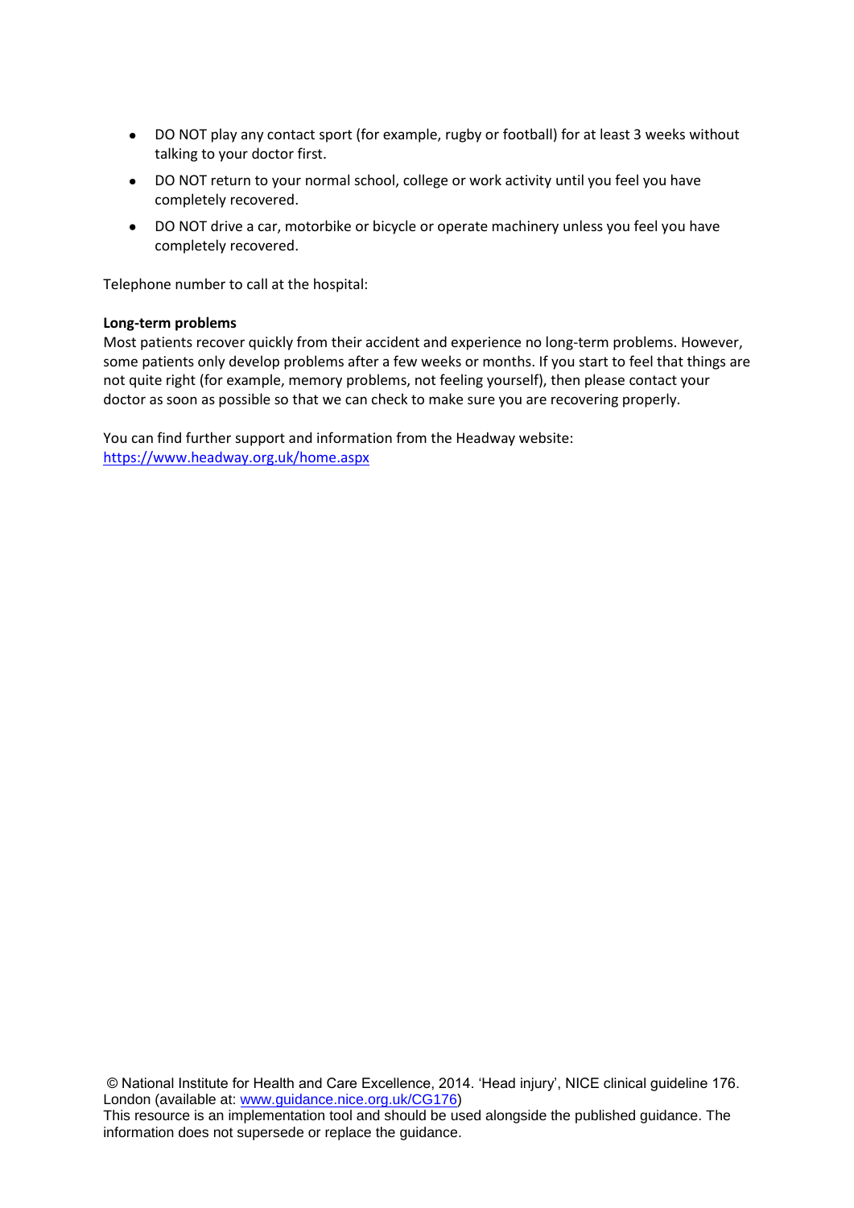- DO NOT play any contact sport (for example, rugby or football) for at least 3 weeks without talking to your doctor first.
- DO NOT return to your normal school, college or work activity until you feel you have completely recovered.
- DO NOT drive a car, motorbike or bicycle or operate machinery unless you feel you have completely recovered.

Telephone number to call at the hospital:

**Long-term problems**

Most patients recover quickly from their accident and experience no long-term problems. However, some patients only develop problems after a few weeks or months. If you start to feel that things are not quite right (for example, memory problems, not feeling yourself), then please contact your doctor as soon as possible so that we can check to make sure you are recovering properly.

You can find further support and information from the Headway website:
[https://www.headway.org.uk/home.aspx](https://www.headway.org.uk/home.aspx)

© National Institute for Health and Care Excellence, 2014. 'Head injury', NICE clinical guideline 176. London (available at: [www.guidance.nice.org.uk/CG176](http://www.guidance.nice.org.uk/CG176))
This resource is an implementation tool and should be used alongside the published guidance. The information does not supersede or replace the guidance.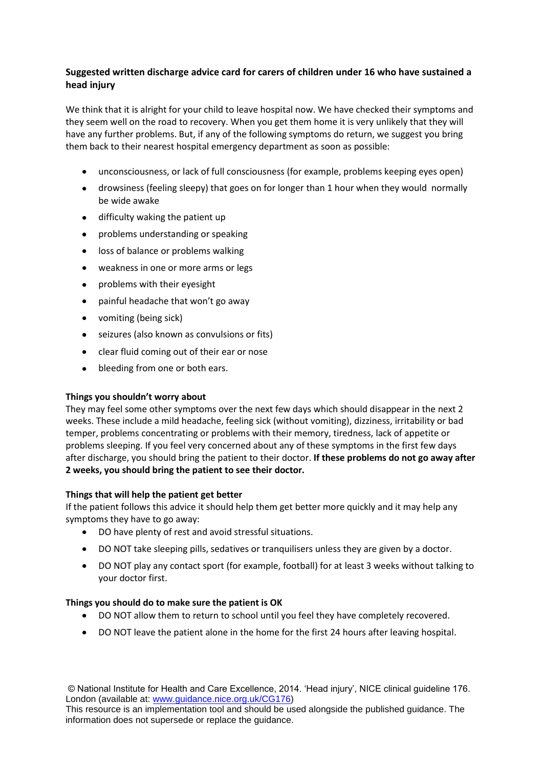**Suggested written discharge advice card for carers of children under 16 who have sustained a head injury**

We think that it is alright for your child to leave hospital now. We have checked their symptoms and they seem well on the road to recovery. When you get them home it is very unlikely that they will have any further problems. But, if any of the following symptoms do return, we suggest you bring them back to their nearest hospital emergency department as soon as possible:

- unconsciousness, or lack of full consciousness (for example, problems keeping eyes open)
- drowsiness (feeling sleepy) that goes on for longer than 1 hour when they would normally be wide awake
- difficulty waking the patient up
- problems understanding or speaking
- loss of balance or problems walking
- weakness in one or more arms or legs
- problems with their eyesight
- painful headache that won't go away
- vomiting (being sick)
- seizures (also known as convulsions or fits)
- clear fluid coming out of their ear or nose
- bleeding from one or both ears.

**Things you shouldn't worry about**

They may feel some other symptoms over the next few days which should disappear in the next 2 weeks. These include a mild headache, feeling sick (without vomiting), dizziness, irritability or bad temper, problems concentrating or problems with their memory, tiredness, lack of appetite or problems sleeping. If you feel very concerned about any of these symptoms in the first few days after discharge, you should bring the patient to their doctor. **If these problems do not go away after 2 weeks, you should bring the patient to see their doctor.**

**Things that will help the patient get better**

If the patient follows this advice it should help them get better more quickly and it may help any symptoms they have to go away:

- DO have plenty of rest and avoid stressful situations.
- DO NOT take sleeping pills, sedatives or tranquilisers unless they are given by a doctor.
- DO NOT play any contact sport (for example, football) for at least 3 weeks without talking to your doctor first.

**Things you should do to make sure the patient is OK**

- DO NOT allow them to return to school until you feel they have completely recovered.
- DO NOT leave the patient alone in the home for the first 24 hours after leaving hospital.

© National Institute for Health and Care Excellence, 2014. 'Head injury', NICE clinical guideline 176. London (available at: www.guidance.nice.org.uk/CG176)
This resource is an implementation tool and should be used alongside the published guidance. The information does not supersede or replace the guidance.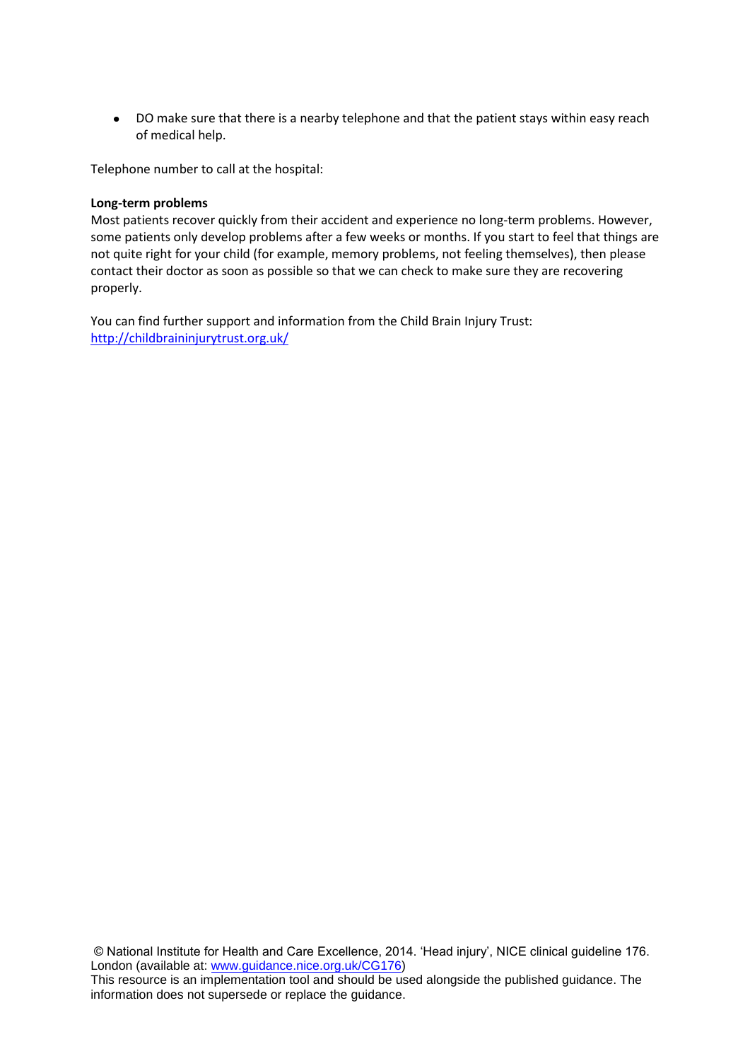- DO make sure that there is a nearby telephone and that the patient stays within easy reach of medical help.

Telephone number to call at the hospital:

**Long-term problems**

Most patients recover quickly from their accident and experience no long-term problems. However, some patients only develop problems after a few weeks or months. If you start to feel that things are not quite right for your child (for example, memory problems, not feeling themselves), then please contact their doctor as soon as possible so that we can check to make sure they are recovering properly.

You can find further support and information from the Child Brain Injury Trust: [http://childbraininjurytrust.org.uk/](http://childbraininjurytrust.org.uk/)

© National Institute for Health and Care Excellence, 2014. 'Head injury', NICE clinical guideline 176. London (available at: [www.guidance.nice.org.uk/CG176](http://www.guidance.nice.org.uk/CG176))
This resource is an implementation tool and should be used alongside the published guidance. The information does not supersede or replace the guidance.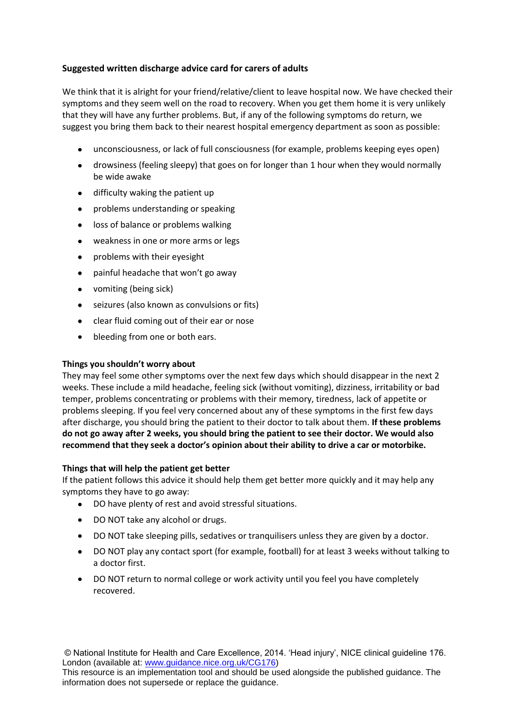**Suggested written discharge advice card for carers of adults**

We think that it is alright for your friend/relative/client to leave hospital now. We have checked their symptoms and they seem well on the road to recovery. When you get them home it is very unlikely that they will have any further problems. But, if any of the following symptoms do return, we suggest you bring them back to their nearest hospital emergency department as soon as possible:

- unconsciousness, or lack of full consciousness (for example, problems keeping eyes open)
- drowsiness (feeling sleepy) that goes on for longer than 1 hour when they would normally be wide awake
- difficulty waking the patient up
- problems understanding or speaking
- loss of balance or problems walking
- weakness in one or more arms or legs
- problems with their eyesight
- painful headache that won't go away
- vomiting (being sick)
- seizures (also known as convulsions or fits)
- clear fluid coming out of their ear or nose
- bleeding from one or both ears.

**Things you shouldn't worry about**

They may feel some other symptoms over the next few days which should disappear in the next 2 weeks. These include a mild headache, feeling sick (without vomiting), dizziness, irritability or bad temper, problems concentrating or problems with their memory, tiredness, lack of appetite or problems sleeping. If you feel very concerned about any of these symptoms in the first few days after discharge, you should bring the patient to their doctor to talk about them. **If these problems do not go away after 2 weeks, you should bring the patient to see their doctor. We would also recommend that they seek a doctor's opinion about their ability to drive a car or motorbike.**

**Things that will help the patient get better**

If the patient follows this advice it should help them get better more quickly and it may help any symptoms they have to go away:

- DO have plenty of rest and avoid stressful situations.
- DO NOT take any alcohol or drugs.
- DO NOT take sleeping pills, sedatives or tranquilisers unless they are given by a doctor.
- DO NOT play any contact sport (for example, football) for at least 3 weeks without talking to a doctor first.
- DO NOT return to normal college or work activity until you feel you have completely recovered.

© National Institute for Health and Care Excellence, 2014. 'Head injury', NICE clinical guideline 176. London (available at: www.guidance.nice.org.uk/CG176)
This resource is an implementation tool and should be used alongside the published guidance. The information does not supersede or replace the guidance.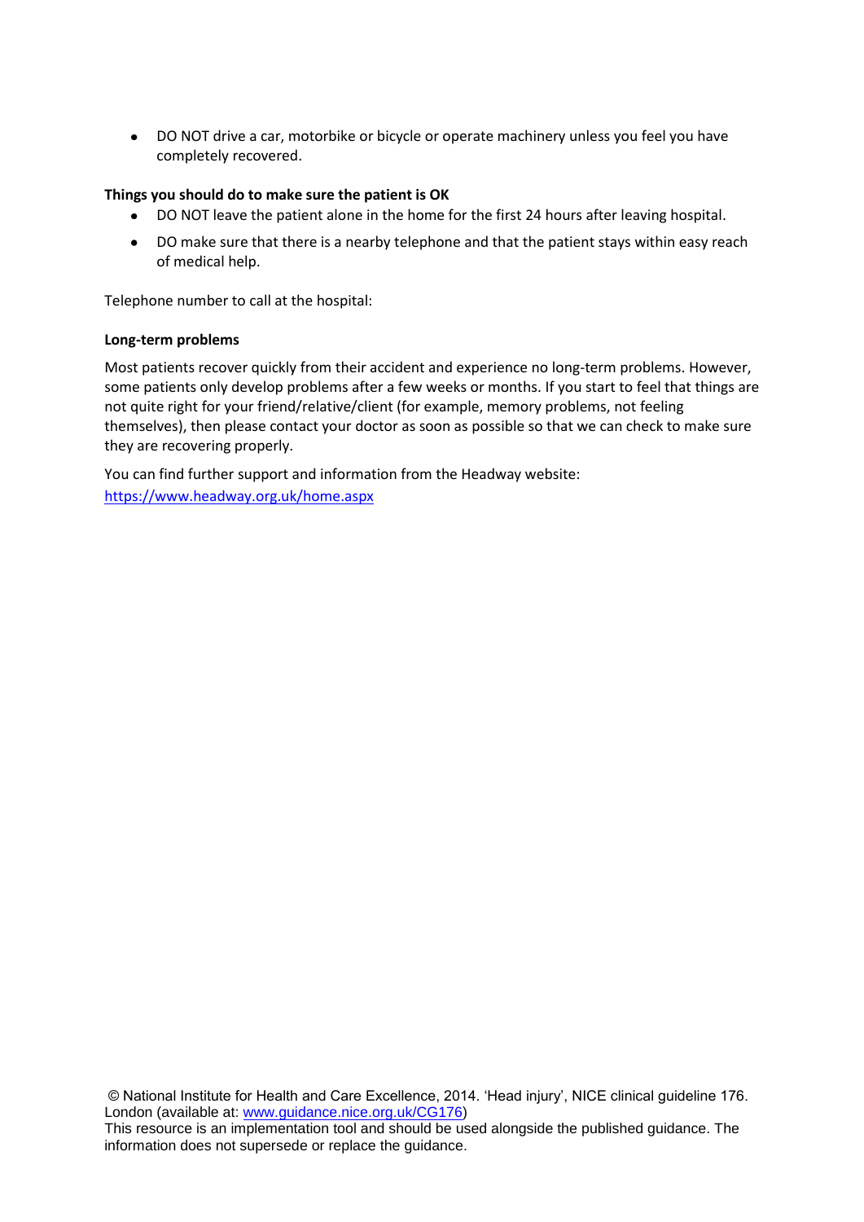- DO NOT drive a car, motorbike or bicycle or operate machinery unless you feel you have completely recovered.

**Things you should do to make sure the patient is OK**

- DO NOT leave the patient alone in the home for the first 24 hours after leaving hospital.
- DO make sure that there is a nearby telephone and that the patient stays within easy reach of medical help.

Telephone number to call at the hospital:

**Long-term problems**

Most patients recover quickly from their accident and experience no long-term problems. However, some patients only develop problems after a few weeks or months. If you start to feel that things are not quite right for your friend/relative/client (for example, memory problems, not feeling themselves), then please contact your doctor as soon as possible so that we can check to make sure they are recovering properly.

You can find further support and information from the Headway website:
https://www.headway.org.uk/home.aspx

© National Institute for Health and Care Excellence, 2014. 'Head injury', NICE clinical guideline 176. London (available at: www.guidance.nice.org.uk/CG176)
This resource is an implementation tool and should be used alongside the published guidance. The information does not supersede or replace the guidance.